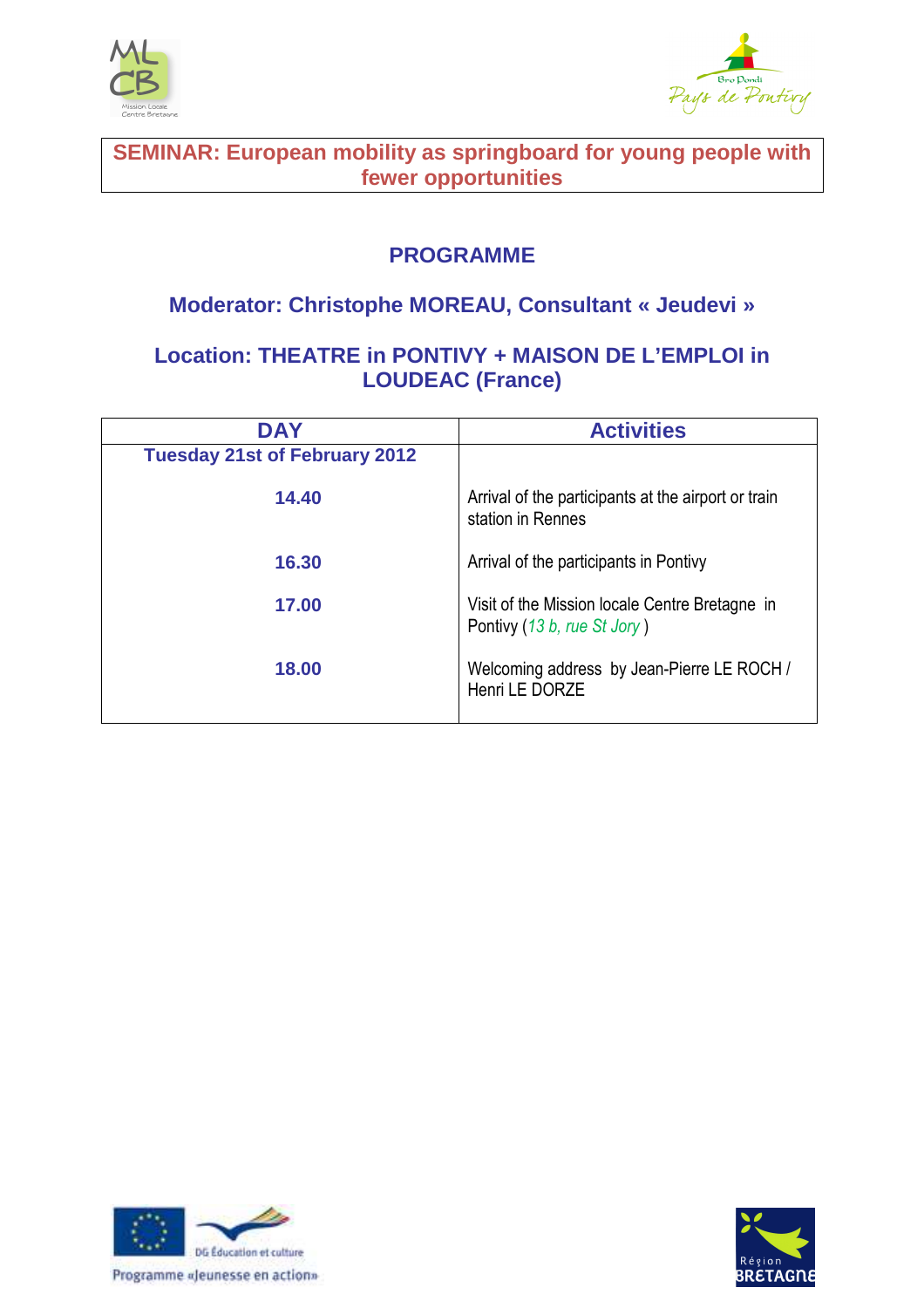# SEMINAR: European mobility as springboard for young people with fewer opportunities

## PROGRAMME

### Moderator: Christophe MOREAU, Consultant « Jeudevi »

### Location: THEATRE in PONTIVY + MAISON DE L'EMPLOI in LOUDEAC (France)

| DAY | Activities |
|---|---|
| **Tuesday 21st of February 2012** | |
| **14.40** | Arrival of the participants at the airport or train station in Rennes |
| **16.30** | Arrival of the participants in Pontivy |
| **17.00** | Visit of the Mission locale Centre Bretagne in Pontivy (*13 b, rue St Jory* ) |
| **18.00** | Welcoming address by Jean-Pierre LE ROCH / Henri LE DORZE |

DG Éducation et culture

Programme «Jeunesse en action»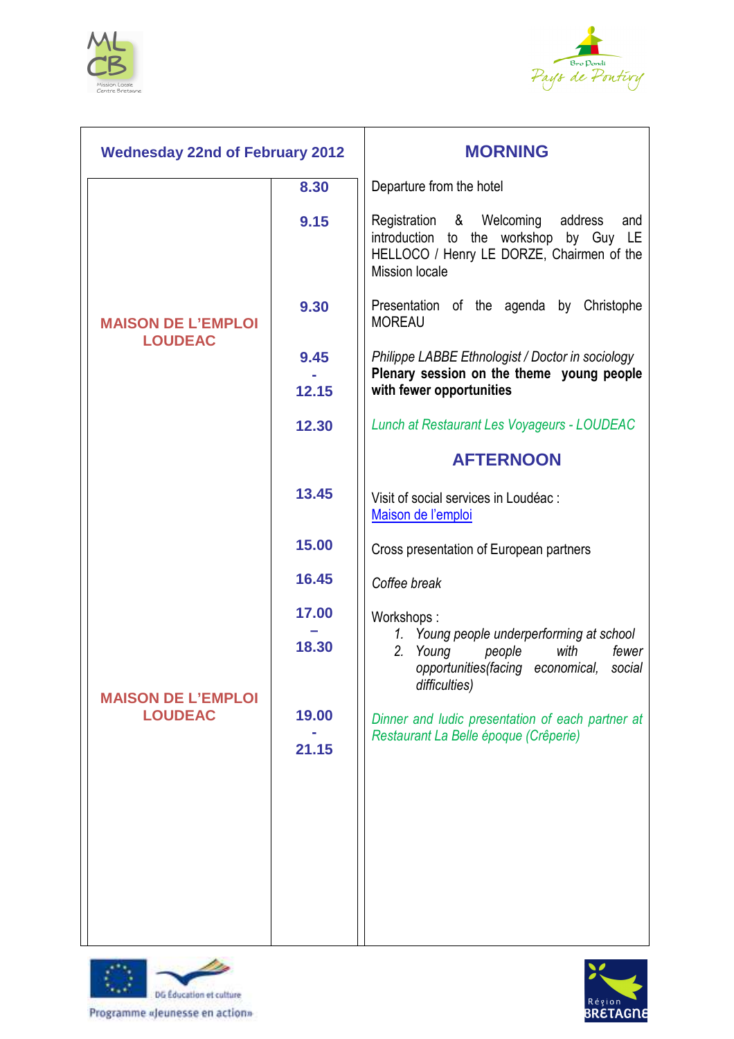| Wednesday 22nd of February 2012 | | **MORNING** |
|---|---|---|
| | **8.30** | Departure from the hotel |
| | **9.15** | Registration & Welcoming address and introduction to the workshop by Guy LE HELLOCO / Henry LE DORZE, Chairmen of the Mission locale |
| **MAISON DE L'EMPLOI LOUDEAC** | **9.30** | Presentation of the agenda by Christophe MOREAU |
| | **9.45 - 12.15** | *Philippe LABBE Ethnologist / Doctor in sociology* **Plenary session on the theme young people with fewer opportunities** |
| | **12.30** | *Lunch at Restaurant Les Voyageurs - LOUDEAC* |
| | | **AFTERNOON** |
| | **13.45** | Visit of social services in Loudéac : Maison de l'emploi |
| | **15.00** | Cross presentation of European partners |
| | **16.45** | *Coffee break* |
| | **17.00 – 18.30** | Workshops : 1. *Young people underperforming at school* 2. *Young people with fewer opportunities(facing economical, social difficulties)* |
| **MAISON DE L'EMPLOI LOUDEAC** | **19.00 - 21.15** | *Dinner and ludic presentation of each partner at Restaurant La Belle époque (Crêperie)* |

Programme «Jeunesse en action»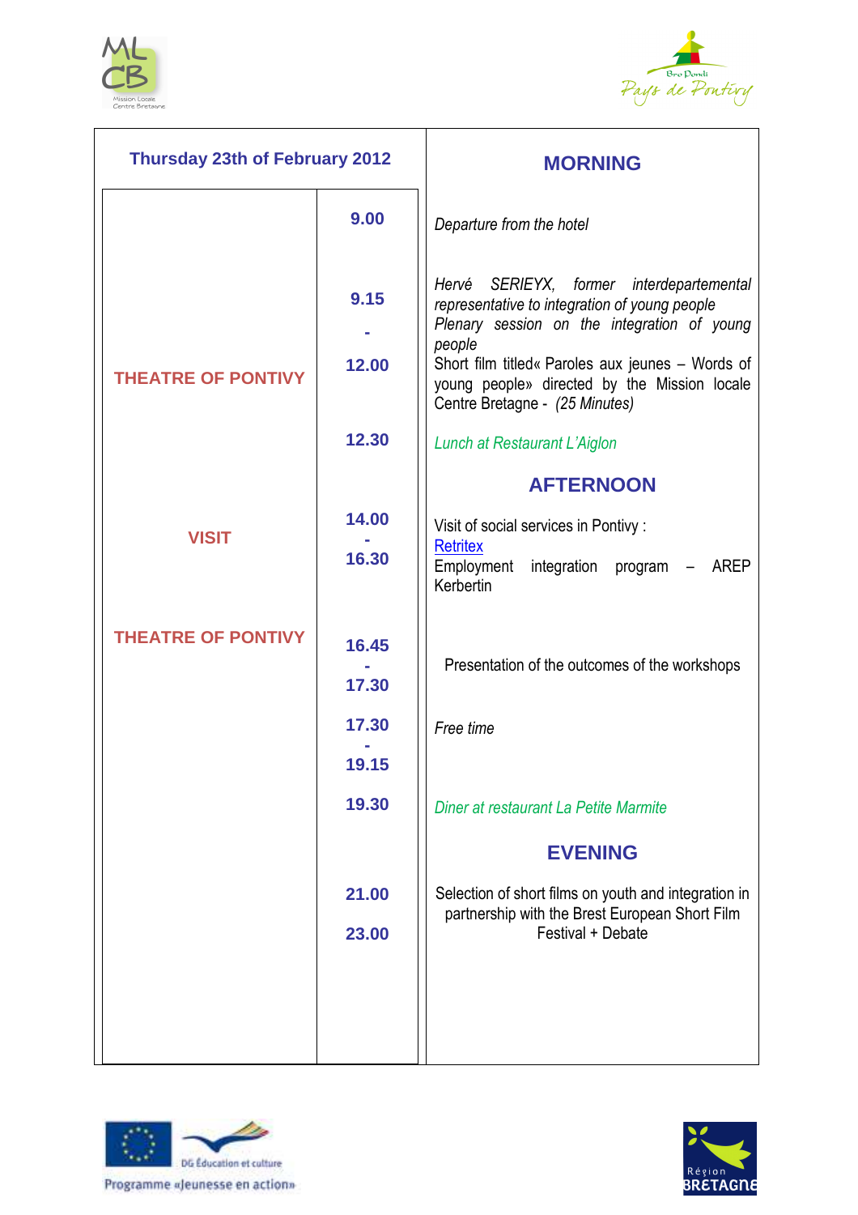| Thursday 23th of February 2012 | | MORNING |
|---|---|---|
| | 9.00 | *Departure from the hotel* |
| THEATRE OF PONTIVY | 9.15 - 12.00 | *Hervé SERIEYX, former interdepartemental representative to integration of young people*<br>*Plenary session on the integration of young people*<br>Short film titled« Paroles aux jeunes – Words of young people» directed by the Mission locale Centre Bretagne - *(25 Minutes)* |
| | 12.30 | *Lunch at Restaurant L'Aiglon* |
| | | **AFTERNOON** |
| VISIT | 14.00 - 16.30 | Visit of social services in Pontivy :<br>Retritex<br>Employment integration program – AREP Kerbertin |
| THEATRE OF PONTIVY | 16.45 - 17.30 | Presentation of the outcomes of the workshops |
| | 17.30 - 19.15 | *Free time* |
| | 19.30 | *Diner at restaurant La Petite Marmite* |
| | | **EVENING** |
| | 21.00<br>23.00 | Selection of short films on youth and integration in partnership with the Brest European Short Film Festival + Debate |

DG Éducation et culture

Programme «Jeunesse en action»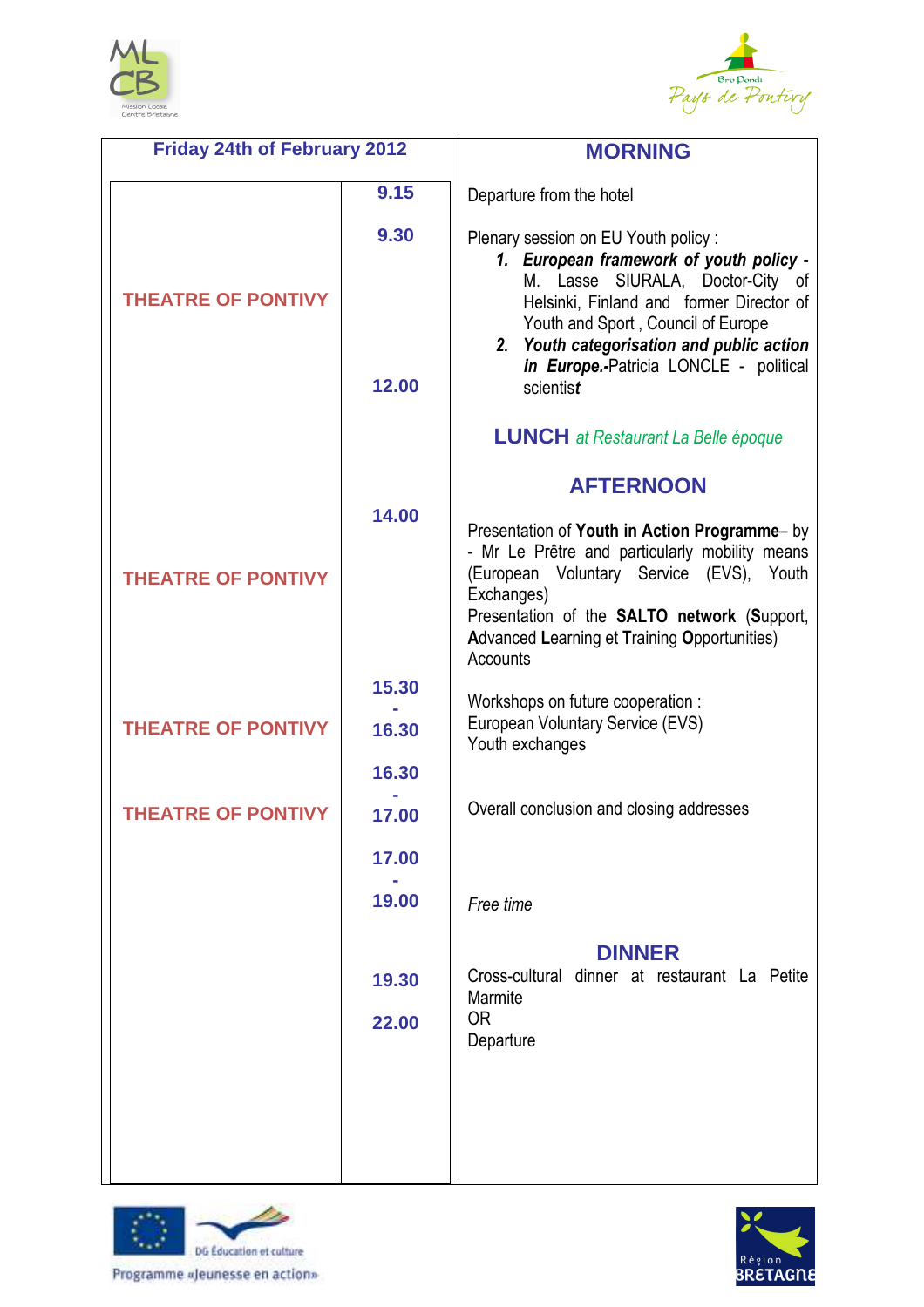| Friday 24th of February 2012 | | MORNING |
|---|---|---|
| | 9.15 | Departure from the hotel |
| THEATRE OF PONTIVY | 9.30 | Plenary session on EU Youth policy : 1. ***European framework of youth policy*** - M. Lasse SIURALA, Doctor-City of Helsinki, Finland and former Director of Youth and Sport , Council of Europe 2. ***Youth categorisation and public action in Europe.***-Patricia LONCLE - political scientis***t*** |
| | 12.00 | **LUNCH** *at Restaurant La Belle époque* |
| | | **AFTERNOON** |
| THEATRE OF PONTIVY | 14.00 | Presentation of **Youth in Action Programme**– by - Mr Le Prêtre and particularly mobility means (European Voluntary Service (EVS), Youth Exchanges) Presentation of the **SALTO network** (**S**upport, **A**dvanced **L**earning et **T**raining **O**pportunities) Accounts |
| THEATRE OF PONTIVY | 15.30 - 16.30 | Workshops on future cooperation : European Voluntary Service (EVS) Youth exchanges |
| THEATRE OF PONTIVY | 16.30 - 17.00 | Overall conclusion and closing addresses |
| | 17.00 - 19.00 | *Free time* |
| | | **DINNER** |
| | 19.30 | Cross-cultural dinner at restaurant La Petite Marmite |
| | 22.00 | OR Departure |

DG Éducation et culture

Programme «Jeunesse en action»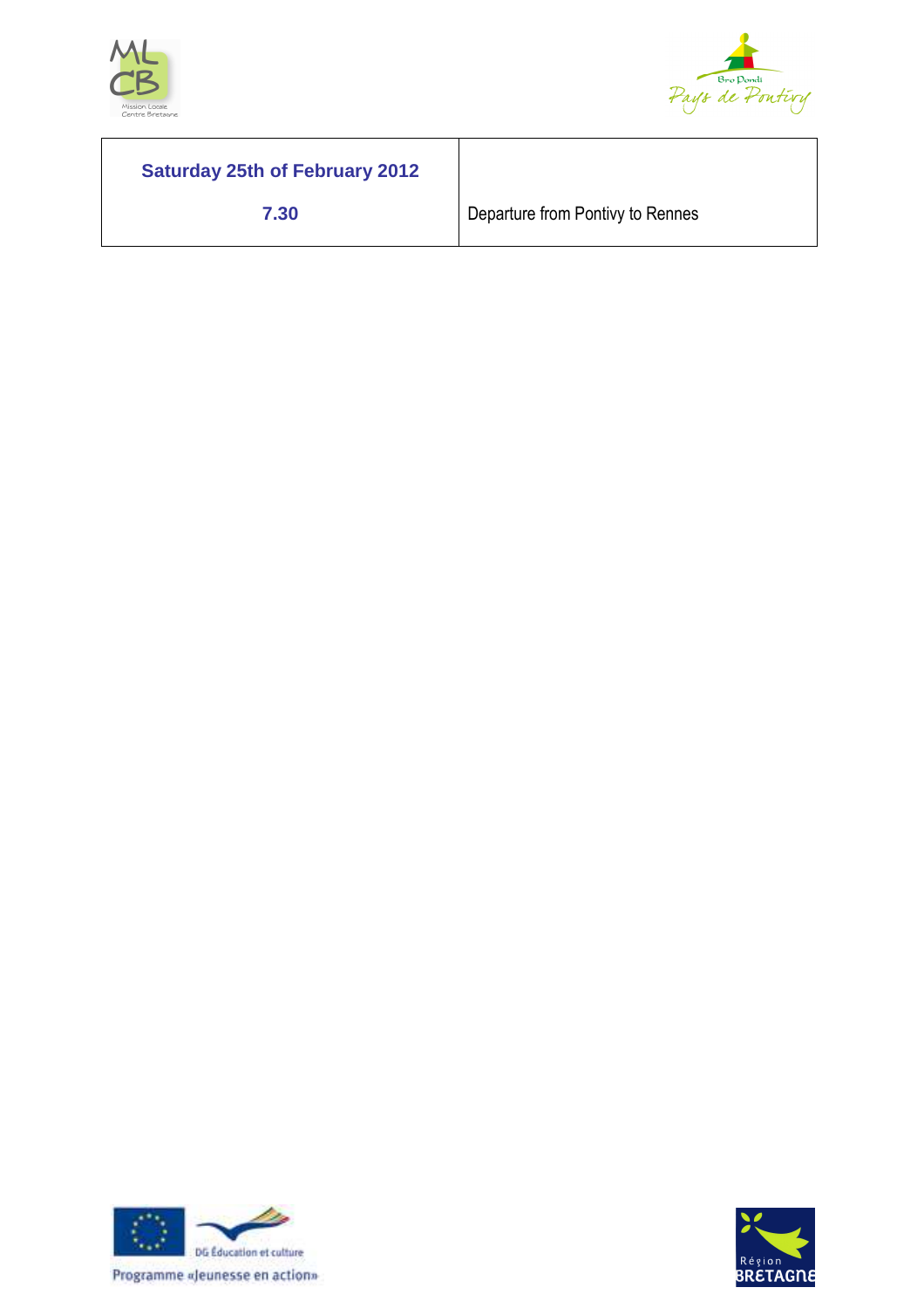| | |
|---|---|
| **Saturday 25th of February 2012** | |
| **7.30** | Departure from Pontivy to Rennes |